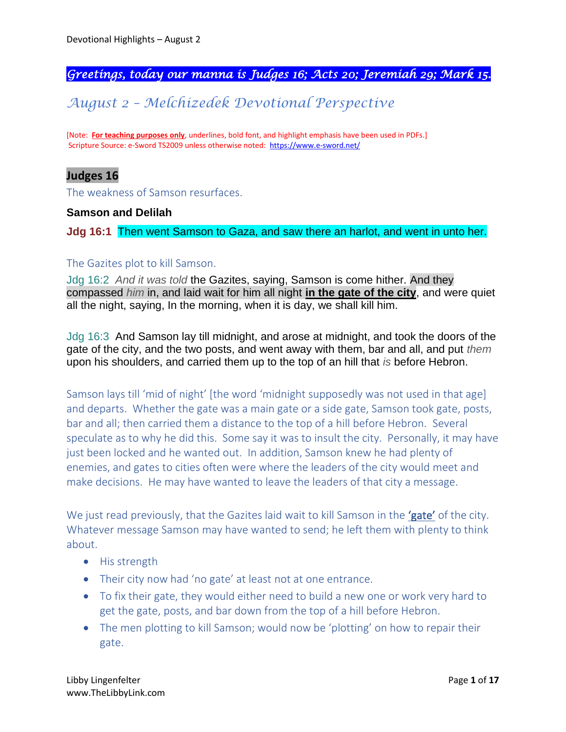***Greetings, today our manna is Judges 16; Acts 20; Jeremiah 29; Mark 15.***

# *August 2 – Melchizedek Devotional Perspective*

[Note: **For teaching purposes only**, underlines, bold font, and highlight emphasis have been used in PDFs.]
Scripture Source: e-Sword TS2009 unless otherwise noted: https://www.e-sword.net/

## Judges 16

The weakness of Samson resurfaces.

### Samson and Delilah

**Jdg 16:1** Then went Samson to Gaza, and saw there an harlot, and went in unto her.

The Gazites plot to kill Samson.

Jdg 16:2 *And it was told* the Gazites, saying, Samson is come hither. And they compassed *him* in, and laid wait for him all night **in the gate of the city**, and were quiet all the night, saying, In the morning, when it is day, we shall kill him.

Jdg 16:3 And Samson lay till midnight, and arose at midnight, and took the doors of the gate of the city, and the two posts, and went away with them, bar and all, and put *them* upon his shoulders, and carried them up to the top of an hill that *is* before Hebron.

Samson lays till 'mid of night' [the word 'midnight supposedly was not used in that age] and departs. Whether the gate was a main gate or a side gate, Samson took gate, posts, bar and all; then carried them a distance to the top of a hill before Hebron. Several speculate as to why he did this. Some say it was to insult the city. Personally, it may have just been locked and he wanted out. In addition, Samson knew he had plenty of enemies, and gates to cities often were where the leaders of the city would meet and make decisions. He may have wanted to leave the leaders of that city a message.

We just read previously, that the Gazites laid wait to kill Samson in the **'gate'** of the city. Whatever message Samson may have wanted to send; he left them with plenty to think about.

- His strength
- Their city now had 'no gate' at least not at one entrance.
- To fix their gate, they would either need to build a new one or work very hard to get the gate, posts, and bar down from the top of a hill before Hebron.
- The men plotting to kill Samson; would now be 'plotting' on how to repair their gate.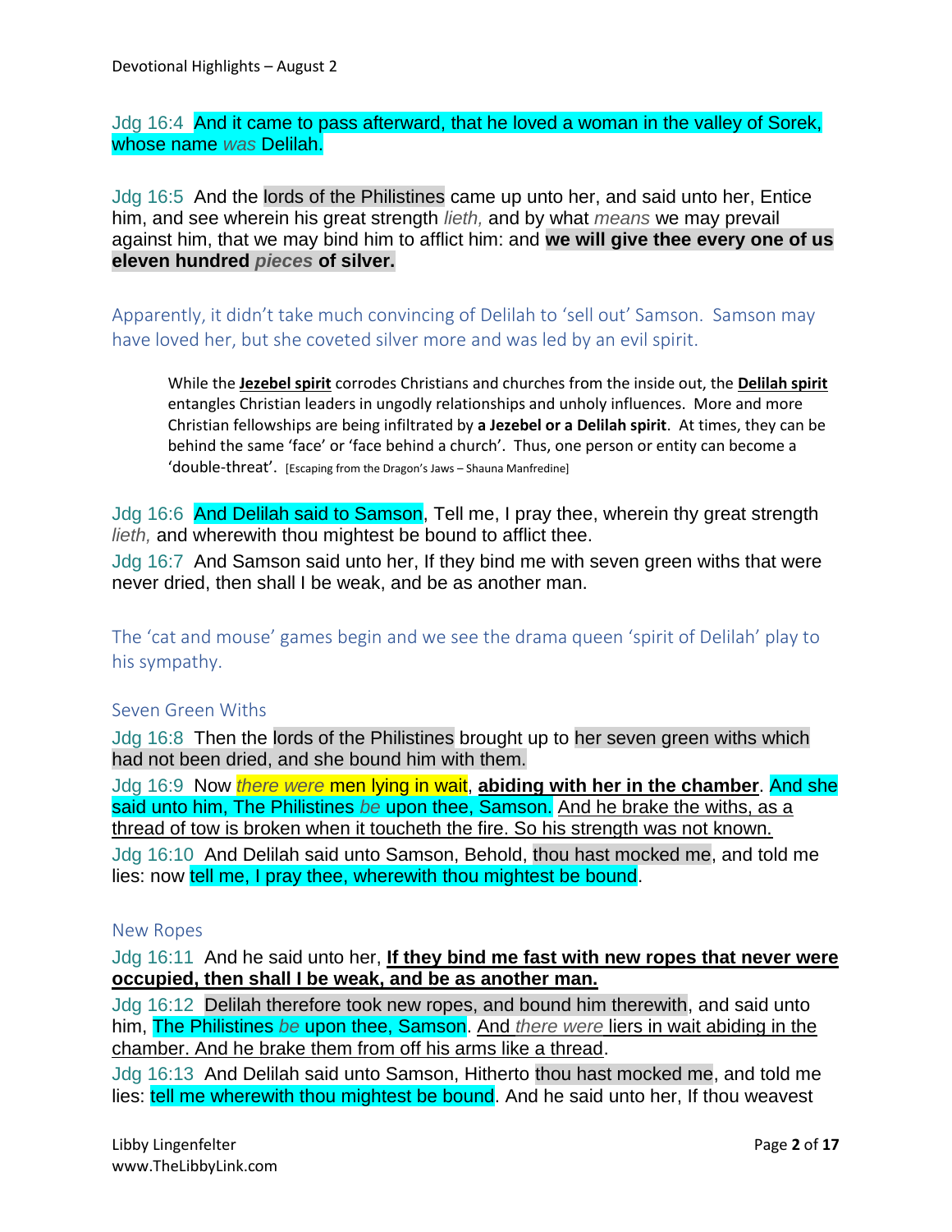Jdg 16:4 And it came to pass afterward, that he loved a woman in the valley of Sorek, whose name *was* Delilah.

Jdg 16:5 And the lords of the Philistines came up unto her, and said unto her, Entice him, and see wherein his great strength *lieth,* and by what *means* we may prevail against him, that we may bind him to afflict him: and **we will give thee every one of us eleven hundred *pieces* of silver.**

Apparently, it didn't take much convincing of Delilah to 'sell out' Samson. Samson may have loved her, but she coveted silver more and was led by an evil spirit.

> While the **Jezebel spirit** corrodes Christians and churches from the inside out, the **Delilah spirit** entangles Christian leaders in ungodly relationships and unholy influences. More and more Christian fellowships are being infiltrated by **a Jezebel or a Delilah spirit**. At times, they can be behind the same 'face' or 'face behind a church'. Thus, one person or entity can become a 'double-threat'. [Escaping from the Dragon's Jaws – Shauna Manfredine]

Jdg 16:6 And Delilah said to Samson, Tell me, I pray thee, wherein thy great strength *lieth,* and wherewith thou mightest be bound to afflict thee.

Jdg 16:7 And Samson said unto her, If they bind me with seven green withs that were never dried, then shall I be weak, and be as another man.

The 'cat and mouse' games begin and we see the drama queen 'spirit of Delilah' play to his sympathy.

### Seven Green Withs

Jdg 16:8 Then the lords of the Philistines brought up to her seven green withs which had not been dried, and she bound him with them.

Jdg 16:9 Now *there were* men lying in wait, **abiding with her in the chamber**. And she said unto him, The Philistines *be* upon thee, Samson. And he brake the withs, as a thread of tow is broken when it toucheth the fire. So his strength was not known.

Jdg 16:10 And Delilah said unto Samson, Behold, thou hast mocked me, and told me lies: now tell me, I pray thee, wherewith thou mightest be bound.

### New Ropes

Jdg 16:11 And he said unto her, **If they bind me fast with new ropes that never were occupied, then shall I be weak, and be as another man.**

Jdg 16:12 Delilah therefore took new ropes, and bound him therewith, and said unto him, The Philistines *be* upon thee, Samson. And *there were* liers in wait abiding in the chamber. And he brake them from off his arms like a thread.

Jdg 16:13 And Delilah said unto Samson, Hitherto thou hast mocked me, and told me lies: tell me wherewith thou mightest be bound. And he said unto her, If thou weavest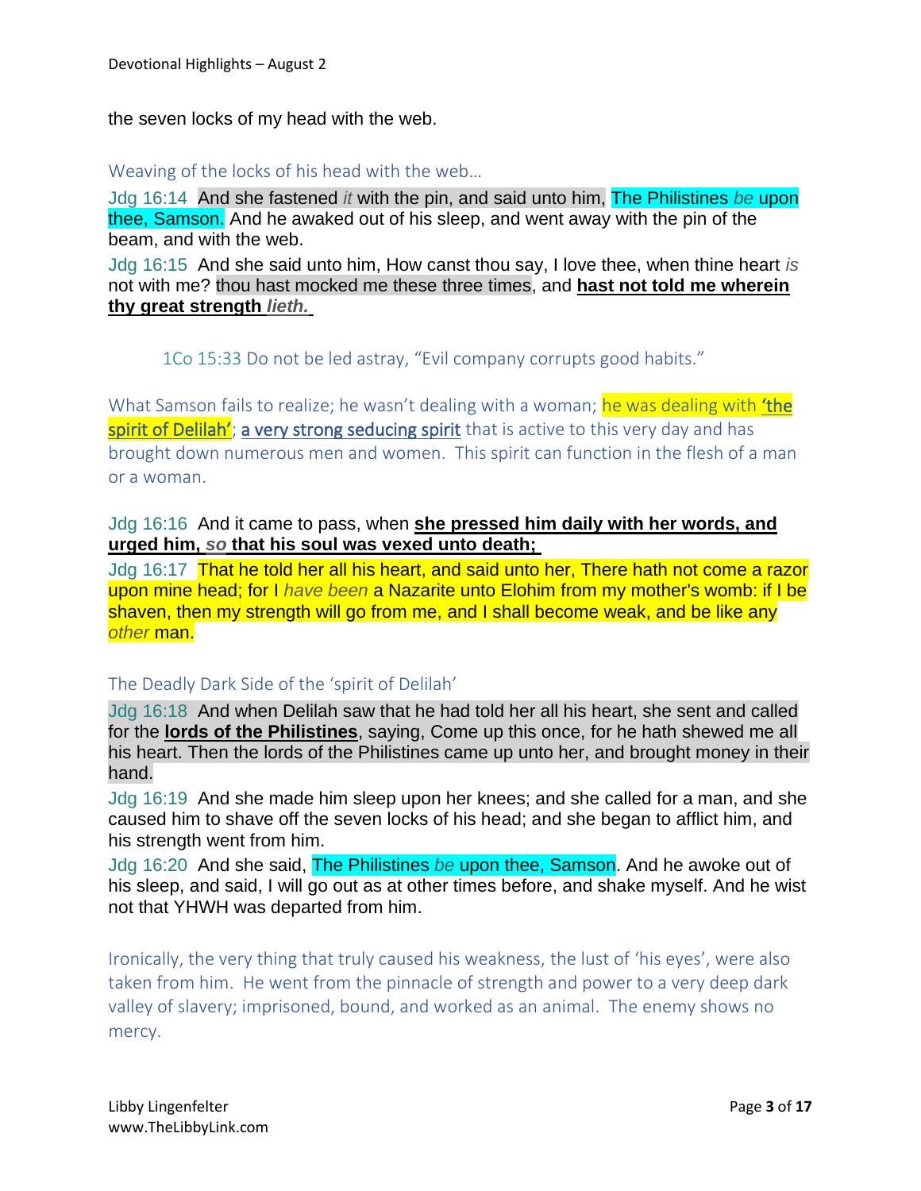the seven locks of my head with the web.

### Weaving of the locks of his head with the web…

Jdg 16:14  And she fastened *it* with the pin, and said unto him, The Philistines *be* upon thee, Samson. And he awaked out of his sleep, and went away with the pin of the beam, and with the web.

Jdg 16:15  And she said unto him, How canst thou say, I love thee, when thine heart *is* not with me? thou hast mocked me these three times, and **hast not told me wherein thy great strength *lieth.***

> 1Co 15:33 Do not be led astray, “Evil company corrupts good habits.”

What Samson fails to realize; he wasn’t dealing with a woman; he was dealing with **‘the spirit of Delilah’**; **a very strong seducing spirit** that is active to this very day and has brought down numerous men and women.  This spirit can function in the flesh of a man or a woman.

Jdg 16:16  And it came to pass, when **she pressed him daily with her words, and urged him, *so* that his soul was vexed unto death;**

Jdg 16:17  That he told her all his heart, and said unto her, There hath not come a razor upon mine head; for I *have been* a Nazarite unto Elohim from my mother's womb: if I be shaven, then my strength will go from me, and I shall become weak, and be like any *other* man.

### The Deadly Dark Side of the ‘spirit of Delilah’

Jdg 16:18  And when Delilah saw that he had told her all his heart, she sent and called for the **lords of the Philistines**, saying, Come up this once, for he hath shewed me all his heart. Then the lords of the Philistines came up unto her, and brought money in their hand.

Jdg 16:19  And she made him sleep upon her knees; and she called for a man, and she caused him to shave off the seven locks of his head; and she began to afflict him, and his strength went from him.

Jdg 16:20  And she said, The Philistines *be* upon thee, Samson. And he awoke out of his sleep, and said, I will go out as at other times before, and shake myself. And he wist not that YHWH was departed from him.

Ironically, the very thing that truly caused his weakness, the lust of ‘his eyes’, were also taken from him.  He went from the pinnacle of strength and power to a very deep dark valley of slavery; imprisoned, bound, and worked as an animal.  The enemy shows no mercy.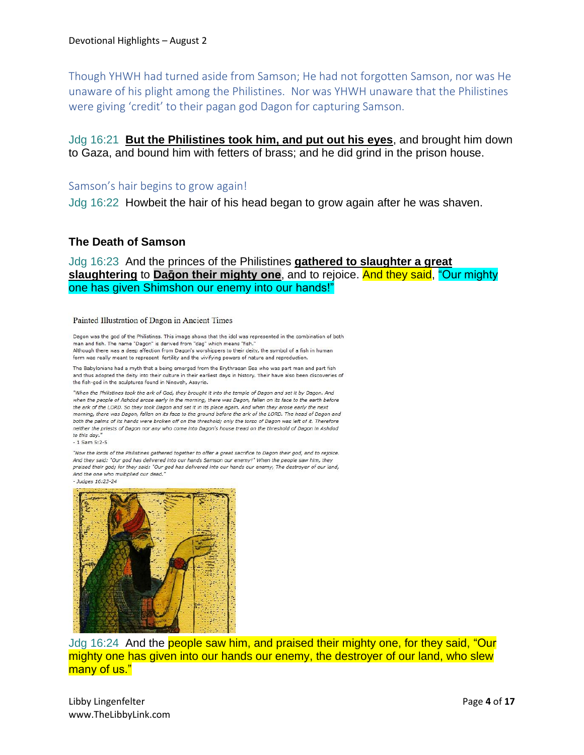Though YHWH had turned aside from Samson; He had not forgotten Samson, nor was He unaware of his plight among the Philistines. Nor was YHWH unaware that the Philistines were giving 'credit' to their pagan god Dagon for capturing Samson.

Jdg 16:21 **But the Philistines took him, and put out his eyes**, and brought him down to Gaza, and bound him with fetters of brass; and he did grind in the prison house.

Samson's hair begins to grow again!

Jdg 16:22 Howbeit the hair of his head began to grow again after he was shaven.

### The Death of Samson

Jdg 16:23 And the princes of the Philistines **gathered to slaughter a great slaughtering** to **Dag̱on their mighty one**, and to rejoice. And they said, "Our mighty one has given Shimshon our enemy into our hands!"

Painted Illustration of Dagon in Ancient Times

Dagon was the god of the Philistines. This image shows that the idol was represented in the combination of both man and fish. The name "Dagon" is derived from "dag" which means "fish."
Although there was a deep affection from Dagon's worshippers to their deity, the symbol of a fish in human form was really meant to represent fertility and the vivifying powers of nature and reproduction.

The Babylonians had a myth that a being emerged from the Erythraean Sea who was part man and part fish and thus adopted the deity into their culture in their earliest days in history. Their have also been discoveries of the fish-god in the sculptures found in Nineveh, Assyria.

*"When the Philistines took the ark of God, they brought it into the temple of Dagon and set it by Dagon. And when the people of Ashdod arose early in the morning, there was Dagon, fallen on its face to the earth before the ark of the LORD. So they took Dagon and set it in its place again. And when they arose early the next morning, there was Dagon, fallen on its face to the ground before the ark of the LORD. The head of Dagon and both the palms of its hands were broken off on the threshold; only the torso of Dagon was left of it. Therefore neither the priests of Dagon nor any who come into Dagon's house tread on the threshold of Dagon in Ashdod to this day."*
- 1 Sam 5:2-5

*"Now the lords of the Philistines gathered together to offer a great sacrifice to Dagon their god, and to rejoice. And they said: 'Our god has delivered into our hands Samson our enemy!' When the people saw him, they praised their god; for they said: 'Our god has delivered into our hands our enemy, The destroyer of our land, And the one who multiplied our dead."*
*- Judges 16:23-24*

Jdg 16:24 And the people saw him, and praised their mighty one, for they said, "Our mighty one has given into our hands our enemy, the destroyer of our land, who slew many of us."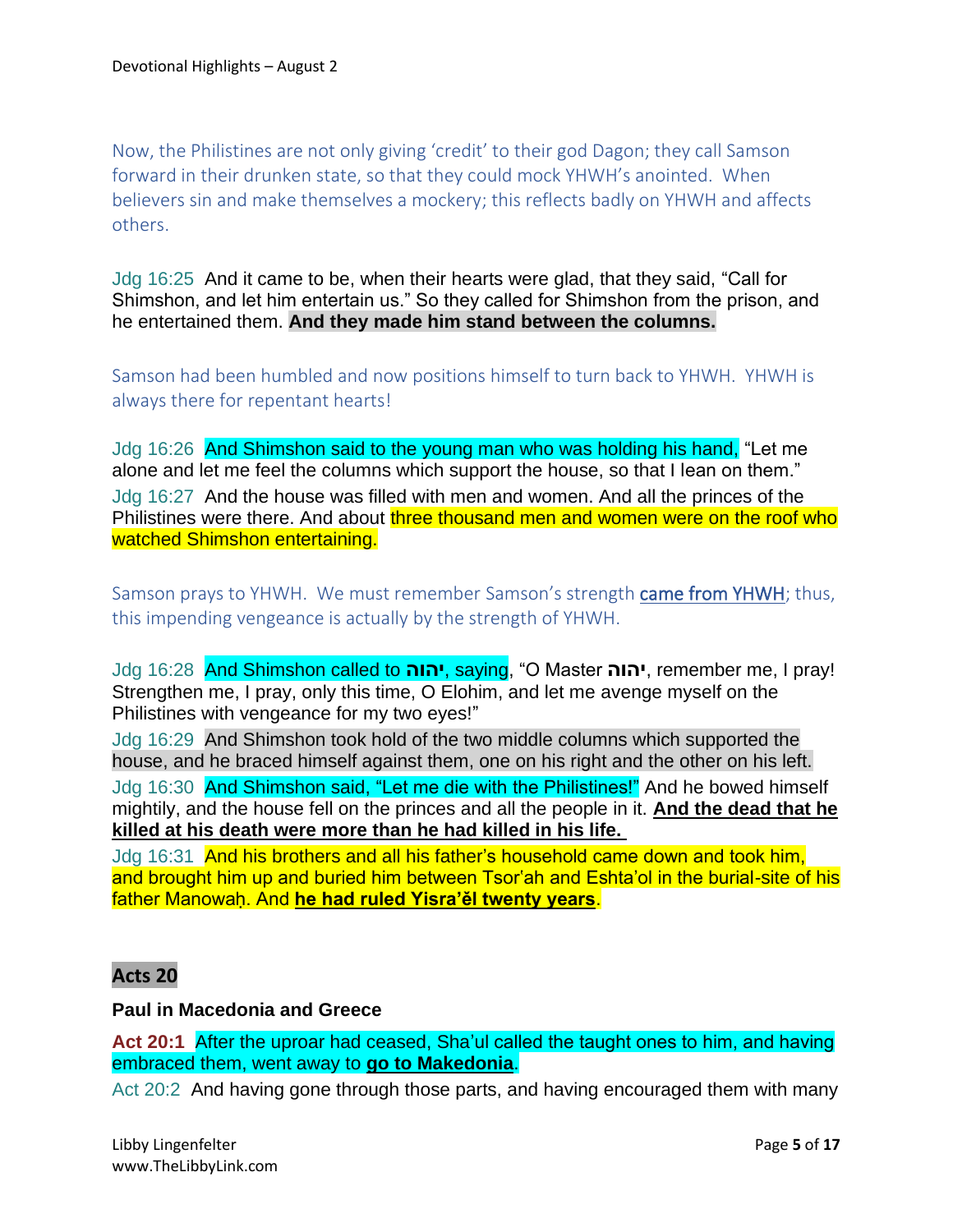Now, the Philistines are not only giving 'credit' to their god Dagon; they call Samson forward in their drunken state, so that they could mock YHWH's anointed. When believers sin and make themselves a mockery; this reflects badly on YHWH and affects others.

Jdg 16:25 And it came to be, when their hearts were glad, that they said, "Call for Shimshon, and let him entertain us." So they called for Shimshon from the prison, and he entertained them. **And they made him stand between the columns.**

Samson had been humbled and now positions himself to turn back to YHWH. YHWH is always there for repentant hearts!

Jdg 16:26 And Shimshon said to the young man who was holding his hand, "Let me alone and let me feel the columns which support the house, so that I lean on them."
Jdg 16:27 And the house was filled with men and women. And all the princes of the Philistines were there. And about three thousand men and women were on the roof who watched Shimshon entertaining.

Samson prays to YHWH. We must remember Samson's strength came from YHWH; thus, this impending vengeance is actually by the strength of YHWH.

Jdg 16:28 And Shimshon called to **יהוה**, saying, "O Master **יהוה**, remember me, I pray! Strengthen me, I pray, only this time, O Elohim, and let me avenge myself on the Philistines with vengeance for my two eyes!"
Jdg 16:29 And Shimshon took hold of the two middle columns which supported the house, and he braced himself against them, one on his right and the other on his left.
Jdg 16:30 And Shimshon said, "Let me die with the Philistines!" And he bowed himself mightily, and the house fell on the princes and all the people in it. **And the dead that he killed at his death were more than he had killed in his life.**
Jdg 16:31 And his brothers and all his father's household came down and took him, and brought him up and buried him between Tsor'ah and Eshta'ol in the burial-site of his father Manowaḥ. And **he had ruled Yisra'ěl twenty years**.

## Acts 20

### Paul in Macedonia and Greece

Act 20:1 After the uproar had ceased, Sha'ul called the taught ones to him, and having embraced them, went away to **go to Makedonia**.
Act 20:2 And having gone through those parts, and having encouraged them with many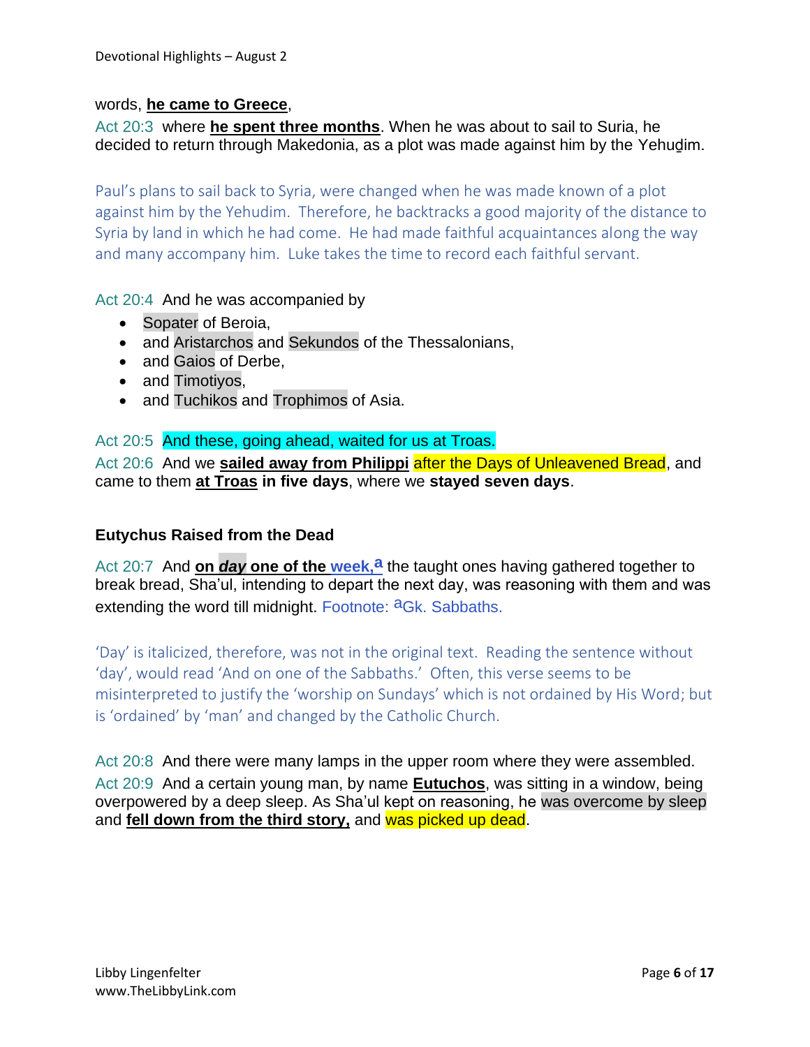words, **he came to Greece**,

Act 20:3 where **he spent three months**. When he was about to sail to Suria, he decided to return through Makedonia, as a plot was made against him by the Yehuḏim.

Paul's plans to sail back to Syria, were changed when he was made known of a plot against him by the Yehudim. Therefore, he backtracks a good majority of the distance to Syria by land in which he had come. He had made faithful acquaintances along the way and many accompany him. Luke takes the time to record each faithful servant.

Act 20:4 And he was accompanied by

- Sopater of Beroia,
- and Aristarchos and Sekundos of the Thessalonians,
- and Gaios of Derbe,
- and Timotiyos,
- and Tuchikos and Trophimos of Asia.

Act 20:5 And these, going ahead, waited for us at Troas.

Act 20:6 And we **sailed away from Philippi** after the Days of Unleavened Bread, and came to them **at Troas in five days**, where we **stayed seven days**.

### Eutychus Raised from the Dead

Act 20:7 And **on *day* one of the week,**[a] the taught ones having gathered together to break bread, Sha'ul, intending to depart the next day, was reasoning with them and was extending the word till midnight. Footnote: [a]Gk. Sabbaths.

'Day' is italicized, therefore, was not in the original text. Reading the sentence without 'day', would read 'And on one of the Sabbaths.' Often, this verse seems to be misinterpreted to justify the 'worship on Sundays' which is not ordained by His Word; but is 'ordained' by 'man' and changed by the Catholic Church.

Act 20:8 And there were many lamps in the upper room where they were assembled.

Act 20:9 And a certain young man, by name **Eutuchos**, was sitting in a window, being overpowered by a deep sleep. As Sha'ul kept on reasoning, he was overcome by sleep and **fell down from the third story,** and was picked up dead.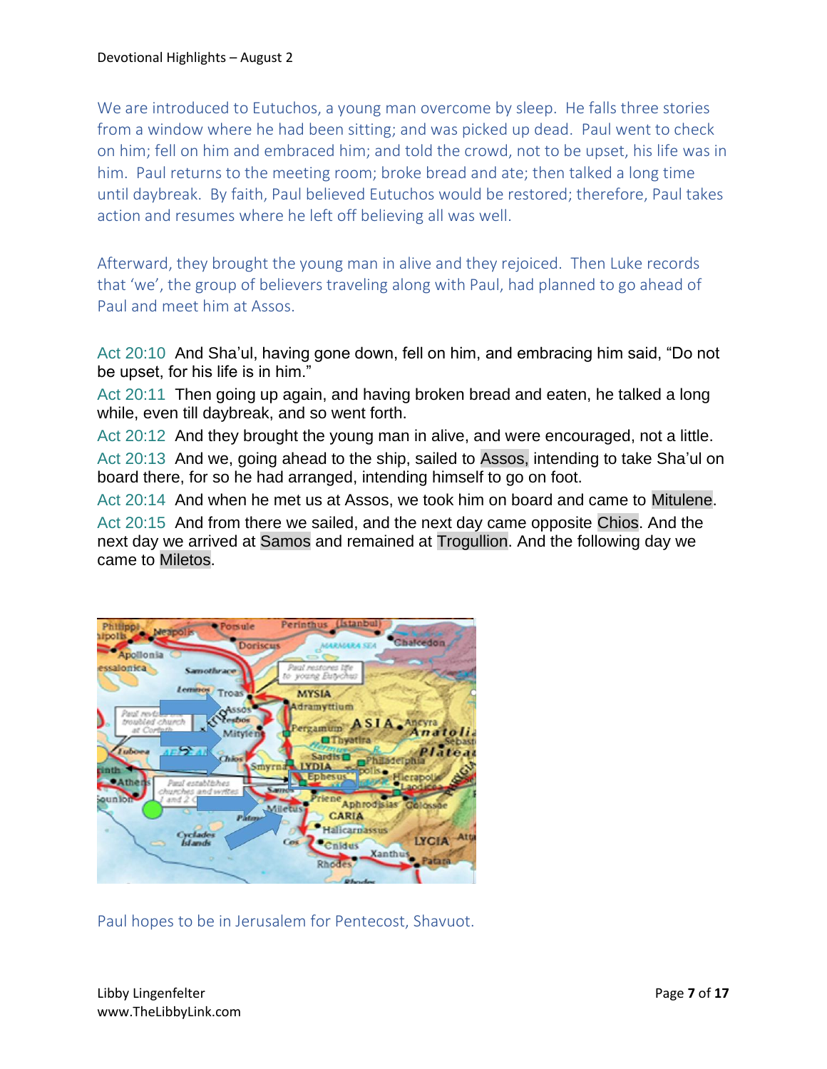We are introduced to Eutuchos, a young man overcome by sleep. He falls three stories from a window where he had been sitting; and was picked up dead. Paul went to check on him; fell on him and embraced him; and told the crowd, not to be upset, his life was in him. Paul returns to the meeting room; broke bread and ate; then talked a long time until daybreak. By faith, Paul believed Eutuchos would be restored; therefore, Paul takes action and resumes where he left off believing all was well.

Afterward, they brought the young man in alive and they rejoiced. Then Luke records that 'we', the group of believers traveling along with Paul, had planned to go ahead of Paul and meet him at Assos.

Act 20:10 And Sha'ul, having gone down, fell on him, and embracing him said, "Do not be upset, for his life is in him."

Act 20:11 Then going up again, and having broken bread and eaten, he talked a long while, even till daybreak, and so went forth.

Act 20:12 And they brought the young man in alive, and were encouraged, not a little.

Act 20:13 And we, going ahead to the ship, sailed to Assos, intending to take Sha'ul on board there, for so he had arranged, intending himself to go on foot.

Act 20:14 And when he met us at Assos, we took him on board and came to Mitulene.

Act 20:15 And from there we sailed, and the next day came opposite Chios. And the next day we arrived at Samos and remained at Trogullion. And the following day we came to Miletos.

Paul hopes to be in Jerusalem for Pentecost, Shavuot.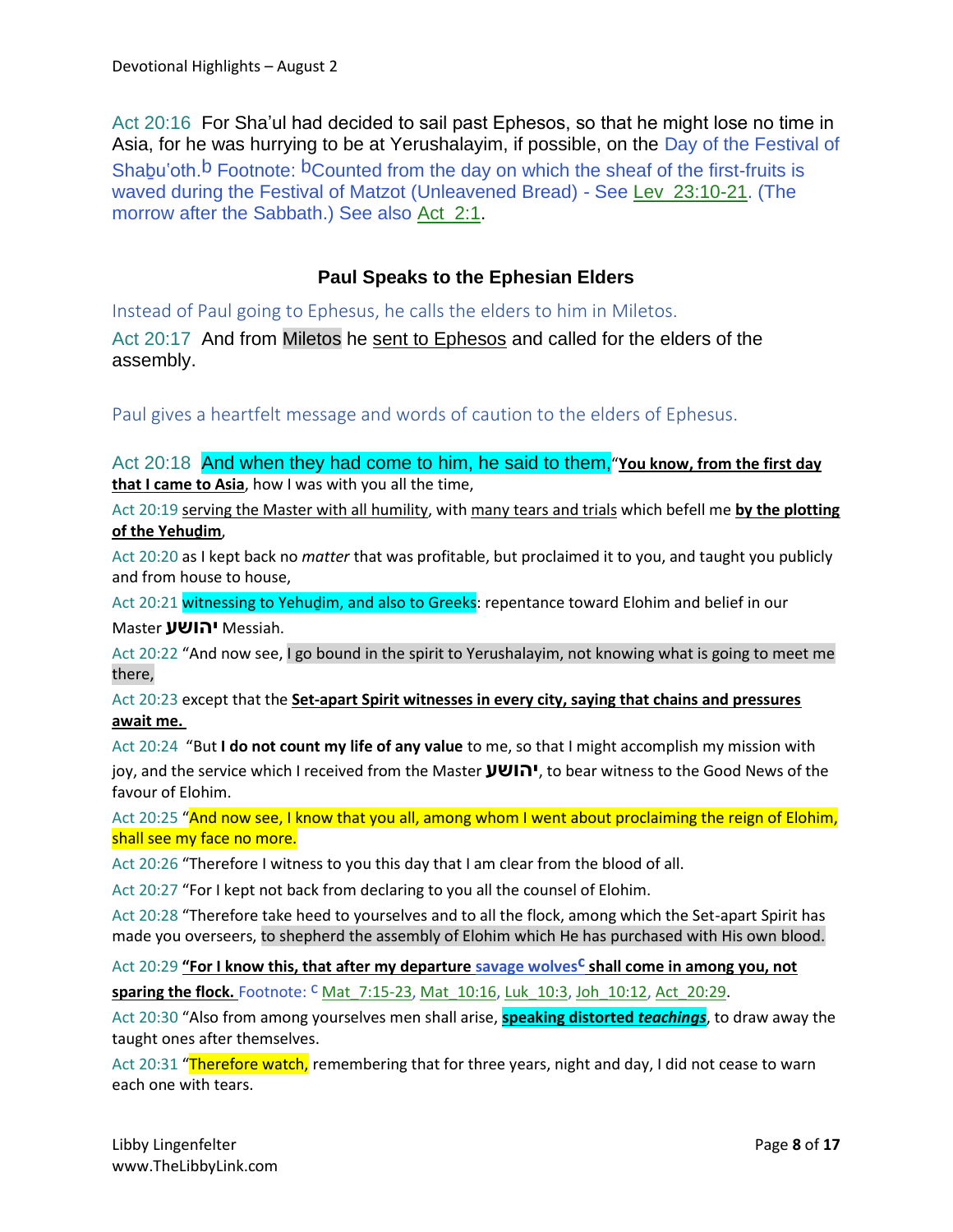Act 20:16 For Sha'ul had decided to sail past Ephesos, so that he might lose no time in Asia, for he was hurrying to be at Yerushalayim, if possible, on the Day of the Festival of Shaḇu'oth.[b] Footnote: [b]Counted from the day on which the sheaf of the first-fruits is waved during the Festival of Matzot (Unleavened Bread) - See Lev_23:10-21. (The morrow after the Sabbath.) See also Act_2:1.

## Paul Speaks to the Ephesian Elders

Instead of Paul going to Ephesus, he calls the elders to him in Miletos.

Act 20:17 And from Miletos he sent to Ephesos and called for the elders of the assembly.

Paul gives a heartfelt message and words of caution to the elders of Ephesus.

Act 20:18 And when they had come to him, he said to them, "**You know, from the first day that I came to Asia**, how I was with you all the time,

Act 20:19 serving the Master with all humility, with many tears and trials which befell me **by the plotting of the Yehuḏim**,

Act 20:20 as I kept back no *matter* that was profitable, but proclaimed it to you, and taught you publicly and from house to house,

Act 20:21 witnessing to Yehuḏim, and also to Greeks: repentance toward Elohim and belief in our Master יהושע Messiah.

Act 20:22 "And now see, I go bound in the spirit to Yerushalayim, not knowing what is going to meet me there,

Act 20:23 except that the **Set-apart Spirit witnesses in every city, saying that chains and pressures await me.**

Act 20:24 "But **I do not count my life of any value** to me, so that I might accomplish my mission with joy, and the service which I received from the Master יהושע, to bear witness to the Good News of the favour of Elohim.

Act 20:25 "And now see, I know that you all, among whom I went about proclaiming the reign of Elohim, shall see my face no more.

Act 20:26 "Therefore I witness to you this day that I am clear from the blood of all.

Act 20:27 "For I kept not back from declaring to you all the counsel of Elohim.

Act 20:28 "Therefore take heed to yourselves and to all the flock, among which the Set-apart Spirit has made you overseers, to shepherd the assembly of Elohim which He has purchased with His own blood.

Act 20:29 **"For I know this, that after my departure savage wolves[c] shall come in among you, not sparing the flock.** Footnote: [c] Mat_7:15-23, Mat_10:16, Luk_10:3, Joh_10:12, Act_20:29.

Act 20:30 "Also from among yourselves men shall arise, **speaking distorted *teachings***, to draw away the taught ones after themselves.

Act 20:31 "Therefore watch, remembering that for three years, night and day, I did not cease to warn each one with tears.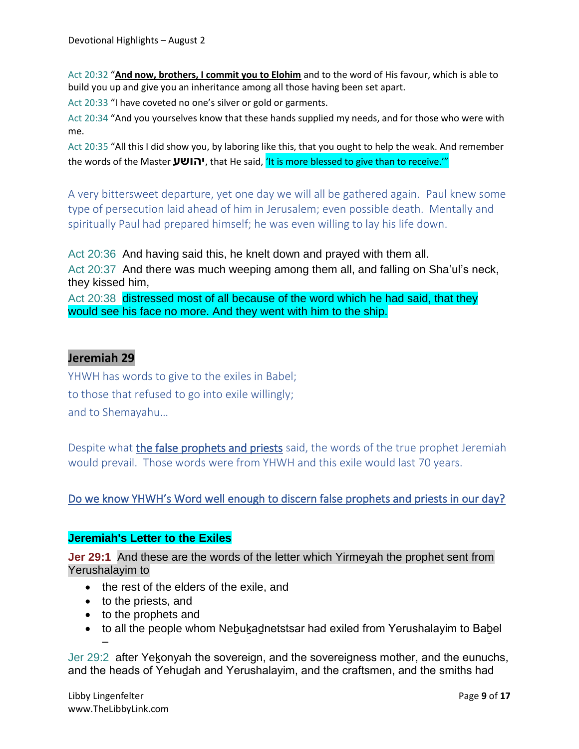Act 20:32 “**And now, brothers, I commit you to Elohim** and to the word of His favour, which is able to build you up and give you an inheritance among all those having been set apart.

Act 20:33 “I have coveted no one’s silver or gold or garments.

Act 20:34 “And you yourselves know that these hands supplied my needs, and for those who were with me.

Act 20:35 “All this I did show you, by laboring like this, that you ought to help the weak. And remember the words of the Master **יהושע**, that He said, ‘It is more blessed to give than to receive.’”

A very bittersweet departure, yet one day we will all be gathered again. Paul knew some type of persecution laid ahead of him in Jerusalem; even possible death. Mentally and spiritually Paul had prepared himself; he was even willing to lay his life down.

Act 20:36 And having said this, he knelt down and prayed with them all.

Act 20:37 And there was much weeping among them all, and falling on Sha’ul’s neck, they kissed him,

Act 20:38 distressed most of all because of the word which he had said, that they would see his face no more. And they went with him to the ship.

## Jeremiah 29

YHWH has words to give to the exiles in Babel;

to those that refused to go into exile willingly;

and to Shemayahu…

Despite what the false prophets and priests said, the words of the true prophet Jeremiah would prevail. Those words were from YHWH and this exile would last 70 years.

Do we know YHWH’s Word well enough to discern false prophets and priests in our day?

### Jeremiah's Letter to the Exiles

**Jer 29:1** And these are the words of the letter which Yirmeyah the prophet sent from Yerushalayim to

- the rest of the elders of the exile, and
- to the priests, and
- to the prophets and
- to all the people whom Neḇuḵaḏnetstsar had exiled from Yerushalayim to Baḇel –

Jer 29:2 after Yeḵonyah the sovereign, and the sovereigness mother, and the eunuchs, and the heads of Yehuḏah and Yerushalayim, and the craftsmen, and the smiths had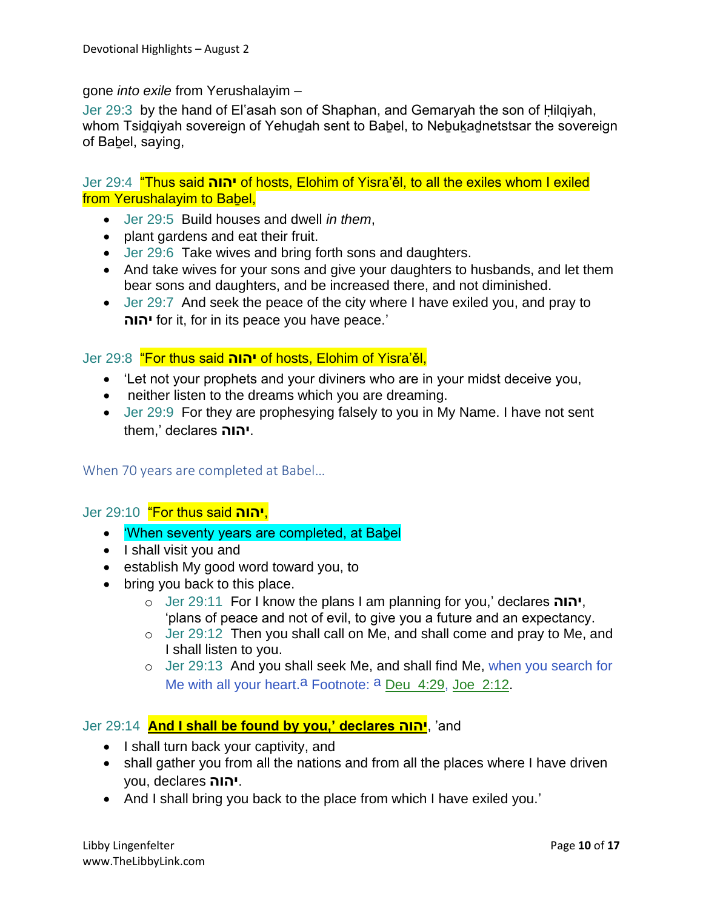gone *into exile* from Yerushalayim –

Jer 29:3 by the hand of El'asah son of Shaphan, and Gemaryah the son of Ḥilqiyah, whom Tsiḏqiyah sovereign of Yehuḏah sent to Baḇel, to Neḇuḵaḏnetstsar the sovereign of Baḇel, saying,

Jer 29:4 "Thus said יהוה of hosts, Elohim of Yisra'ěl, to all the exiles whom I exiled from Yerushalayim to Baḇel,

- Jer 29:5 Build houses and dwell *in them*,
- plant gardens and eat their fruit.
- Jer 29:6 Take wives and bring forth sons and daughters.
- And take wives for your sons and give your daughters to husbands, and let them bear sons and daughters, and be increased there, and not diminished.
- Jer 29:7 And seek the peace of the city where I have exiled you, and pray to יהוה for it, for in its peace you have peace.'

Jer 29:8 "For thus said יהוה of hosts, Elohim of Yisra'ěl,

- 'Let not your prophets and your diviners who are in your midst deceive you,
- neither listen to the dreams which you are dreaming.
- Jer 29:9 For they are prophesying falsely to you in My Name. I have not sent them,' declares יהוה.

When 70 years are completed at Babel…

Jer 29:10 "For thus said יהוה,

- 'When seventy years are completed, at Baḇel
- I shall visit you and
- establish My good word toward you, to
- bring you back to this place.
  - Jer 29:11 For I know the plans I am planning for you,' declares יהוה, 'plans of peace and not of evil, to give you a future and an expectancy.
  - Jer 29:12 Then you shall call on Me, and shall come and pray to Me, and I shall listen to you.
  - Jer 29:13 And you shall seek Me, and shall find Me, when you search for Me with all your heart.[a] Footnote: [a] Deu 4:29, Joe 2:12.

Jer 29:14 **And I shall be found by you,' declares יהוה**, 'and

- I shall turn back your captivity, and
- shall gather you from all the nations and from all the places where I have driven you, declares יהוה.
- And I shall bring you back to the place from which I have exiled you.'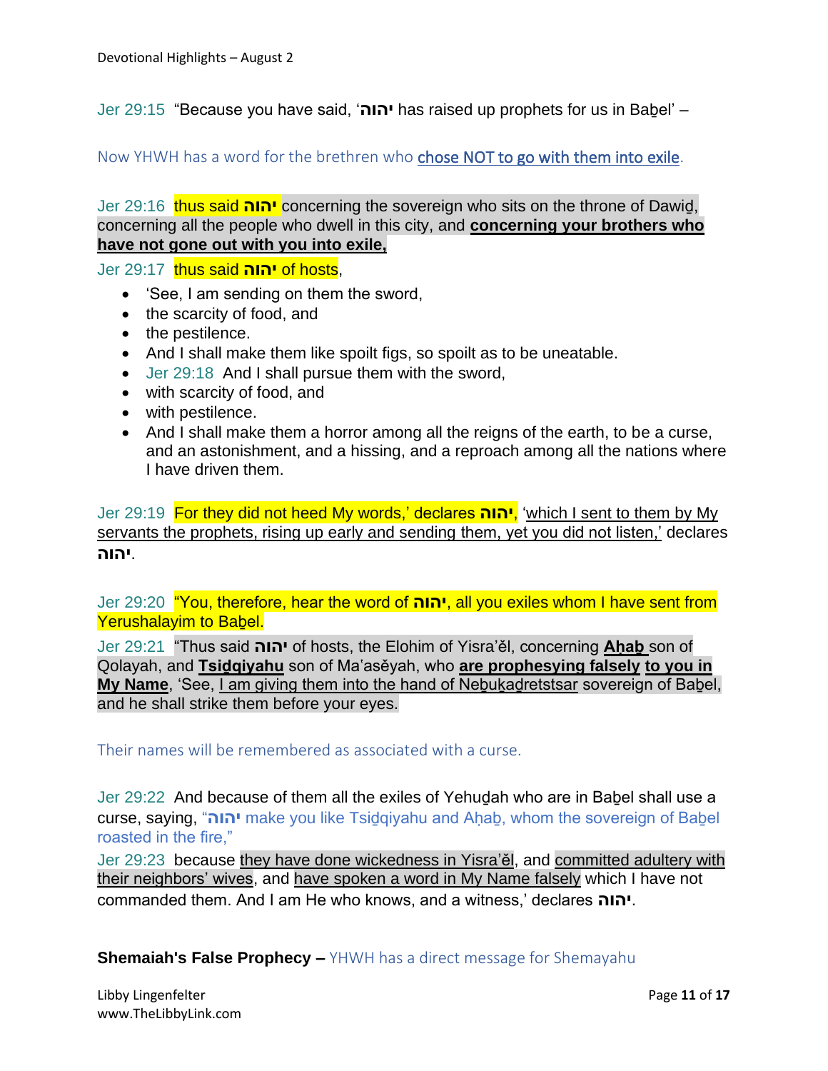Jer 29:15 "Because you have said, 'יהוה has raised up prophets for us in Baḇel' –

Now YHWH has a word for the brethren who chose NOT to go with them into exile.

Jer 29:16 thus said יהוה concerning the sovereign who sits on the throne of Dawiḏ, concerning all the people who dwell in this city, and **concerning your brothers who have not gone out with you into exile,**

Jer 29:17 thus said יהוה of hosts,

- 'See, I am sending on them the sword,
- the scarcity of food, and
- the pestilence.
- And I shall make them like spoilt figs, so spoilt as to be uneatable.
- Jer 29:18 And I shall pursue them with the sword,
- with scarcity of food, and
- with pestilence.
- And I shall make them a horror among all the reigns of the earth, to be a curse, and an astonishment, and a hissing, and a reproach among all the nations where I have driven them.

Jer 29:19 For they did not heed My words,' declares יהוה, 'which I sent to them by My servants the prophets, rising up early and sending them, yet you did not listen,' declares יהוה.

Jer 29:20 "You, therefore, hear the word of יהוה, all you exiles whom I have sent from Yerushalayim to Baḇel.

Jer 29:21 "Thus said יהוה of hosts, the Elohim of Yisra'ěl, concerning **Aḥaḇ** son of Qolayah, and **Tsiḏqiyahu** son of Ma'asěyah, who **are prophesying falsely** **to you in My Name**, 'See, I am giving them into the hand of Neḇuḵaḏretstsar sovereign of Baḇel, and he shall strike them before your eyes.

Their names will be remembered as associated with a curse.

Jer 29:22 And because of them all the exiles of Yehuḏah who are in Baḇel shall use a curse, saying, "יהוה make you like Tsiḏqiyahu and Aḥaḇ, whom the sovereign of Baḇel roasted in the fire,"

Jer 29:23 because they have done wickedness in Yisra'ěl, and committed adultery with their neighbors' wives, and have spoken a word in My Name falsely which I have not commanded them. And I am He who knows, and a witness,' declares יהוה.

**Shemaiah's False Prophecy –** YHWH has a direct message for Shemayahu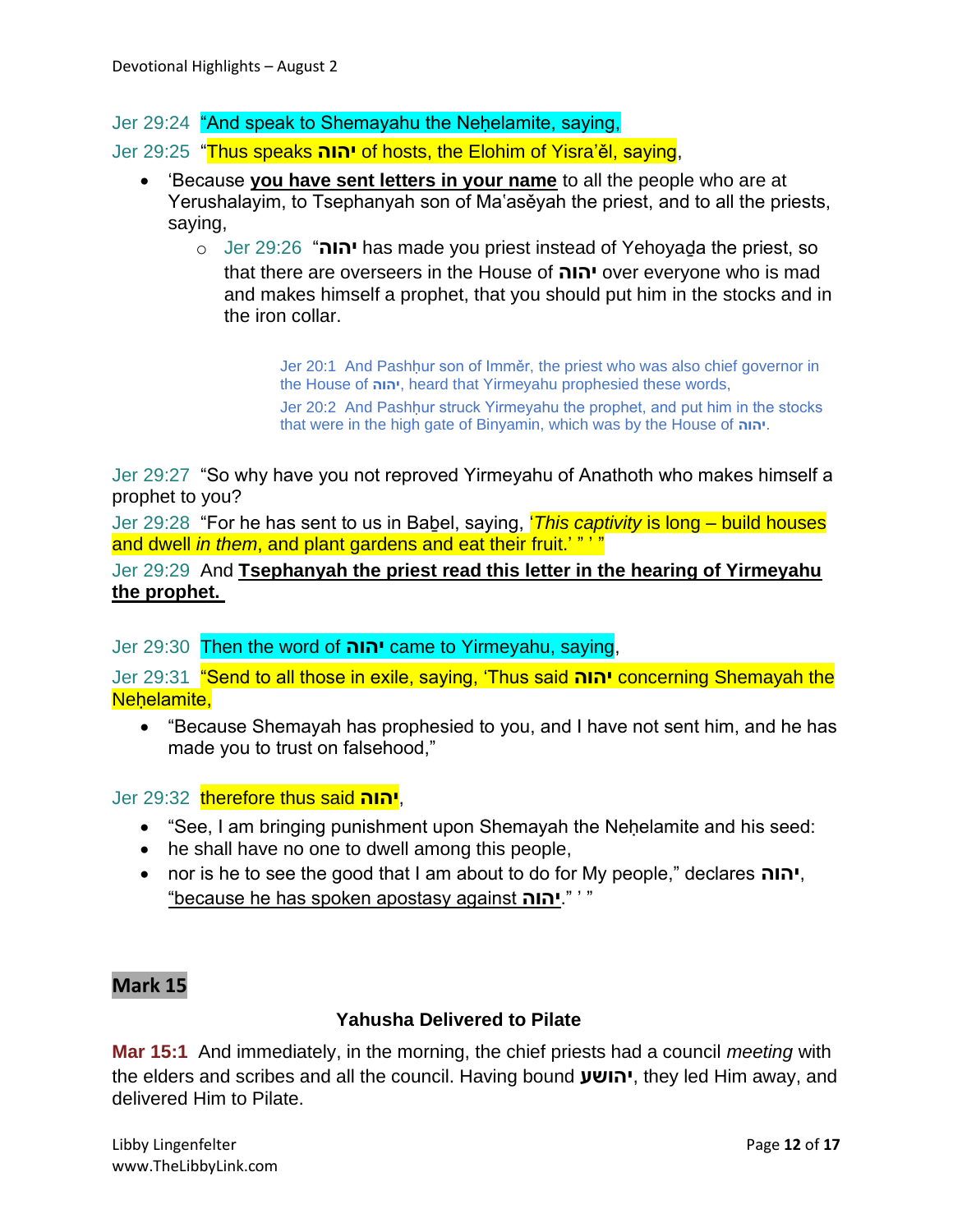Jer 29:24 "And speak to Shemayahu the Neḥelamite, saying,

Jer 29:25 "Thus speaks יהוה of hosts, the Elohim of Yisra'ěl, saying,

- 'Because **you have sent letters in your name** to all the people who are at Yerushalayim, to Tsephanyah son of Ma'asěyah the priest, and to all the priests, saying,
    - Jer 29:26 "יהוה has made you priest instead of Yehoyada the priest, so that there are overseers in the House of יהוה over everyone who is mad and makes himself a prophet, that you should put him in the stocks and in the iron collar.

> Jer 20:1 And Pashḥur son of Imměr, the priest who was also chief governor in the House of יהוה, heard that Yirmeyahu prophesied these words,
>
> Jer 20:2 And Pashḥur struck Yirmeyahu the prophet, and put him in the stocks that were in the high gate of Binyamin, which was by the House of יהוה.

Jer 29:27 "So why have you not reproved Yirmeyahu of Anathoth who makes himself a prophet to you?

Jer 29:28 "For he has sent to us in Babel, saying, '*This captivity* is long – build houses and dwell *in them*, and plant gardens and eat their fruit.' " ' "

Jer 29:29 And **Tsephanyah the priest read this letter in the hearing of Yirmeyahu the prophet.**

Jer 29:30 Then the word of יהוה came to Yirmeyahu, saying,

Jer 29:31 "Send to all those in exile, saying, 'Thus said יהוה concerning Shemayah the Neḥelamite,

- "Because Shemayah has prophesied to you, and I have not sent him, and he has made you to trust on falsehood,"

Jer 29:32 therefore thus said יהוה,

- "See, I am bringing punishment upon Shemayah the Neḥelamite and his seed:
- he shall have no one to dwell among this people,
- nor is he to see the good that I am about to do for My people," declares יהוה, "because he has spoken apostasy against יהוה." ' "

## Mark 15

### Yahusha Delivered to Pilate

**Mar 15:1** And immediately, in the morning, the chief priests had a council *meeting* with the elders and scribes and all the council. Having bound יהושע, they led Him away, and delivered Him to Pilate.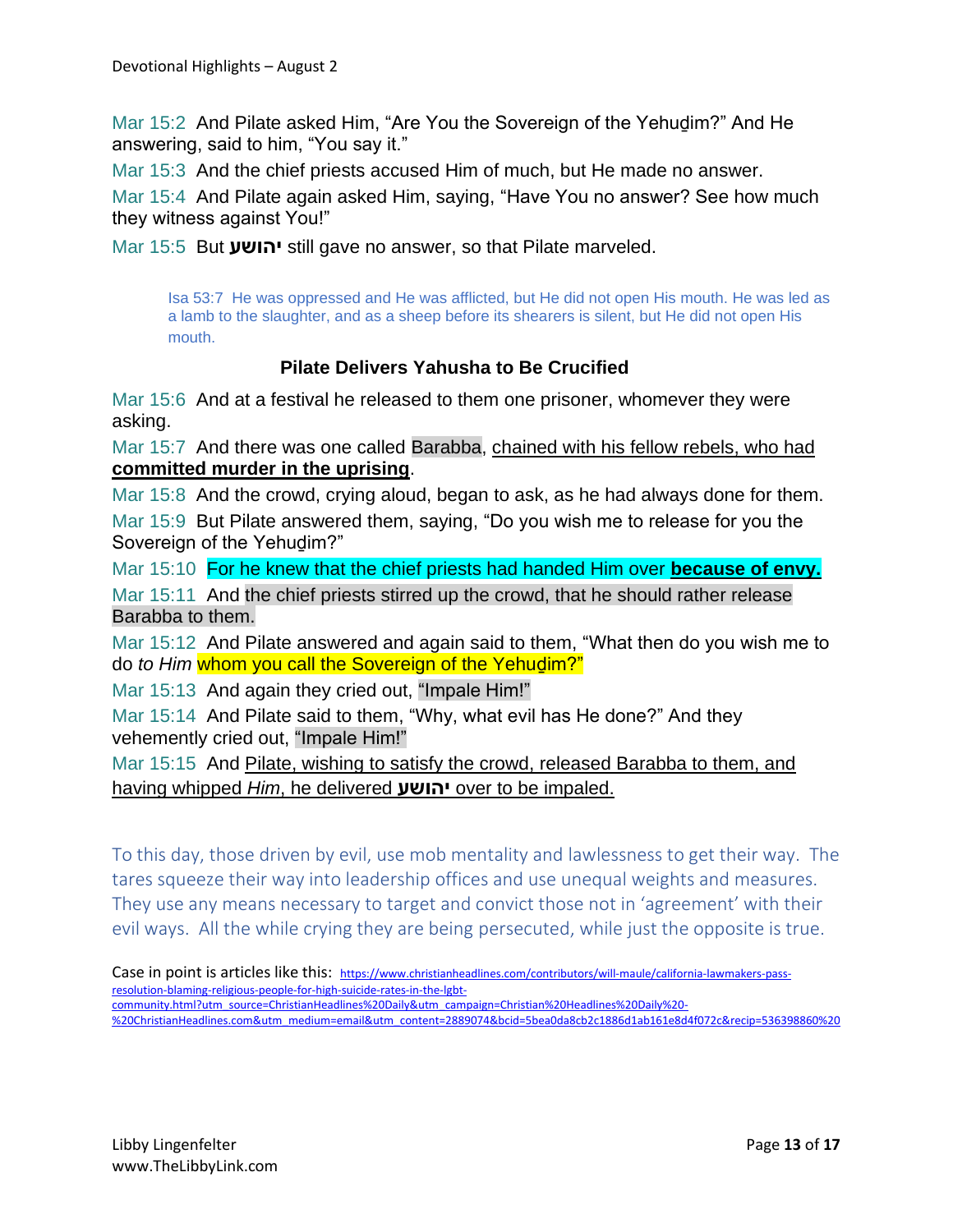Mar 15:2 And Pilate asked Him, "Are You the Sovereign of the Yehuḏim?" And He answering, said to him, "You say it."

Mar 15:3 And the chief priests accused Him of much, but He made no answer.

Mar 15:4 And Pilate again asked Him, saying, "Have You no answer? See how much they witness against You!"

Mar 15:5 But **יהושע** still gave no answer, so that Pilate marveled.

> Isa 53:7 He was oppressed and He was afflicted, but He did not open His mouth. He was led as a lamb to the slaughter, and as a sheep before its shearers is silent, but He did not open His mouth.

### Pilate Delivers Yahusha to Be Crucified

Mar 15:6 And at a festival he released to them one prisoner, whomever they were asking.

Mar 15:7 And there was one called Barabba, chained with his fellow rebels, who had **committed murder in the uprising**.

Mar 15:8 And the crowd, crying aloud, began to ask, as he had always done for them.

Mar 15:9 But Pilate answered them, saying, "Do you wish me to release for you the Sovereign of the Yehuḏim?"

Mar 15:10 For he knew that the chief priests had handed Him over **because of envy.**

Mar 15:11 And the chief priests stirred up the crowd, that he should rather release Barabba to them.

Mar 15:12 And Pilate answered and again said to them, "What then do you wish me to do *to Him* whom you call the Sovereign of the Yehuḏim?"

Mar 15:13 And again they cried out, "Impale Him!"

Mar 15:14 And Pilate said to them, "Why, what evil has He done?" And they vehemently cried out, "Impale Him!"

Mar 15:15 And Pilate, wishing to satisfy the crowd, released Barabba to them, and having whipped *Him*, he delivered **יהושע** over to be impaled.

To this day, those driven by evil, use mob mentality and lawlessness to get their way. The tares squeeze their way into leadership offices and use unequal weights and measures. They use any means necessary to target and convict those not in 'agreement' with their evil ways. All the while crying they are being persecuted, while just the opposite is true.

Case in point is articles like this: https://www.christianheadlines.com/contributors/will-maule/california-lawmakers-pass-resolution-blaming-religious-people-for-high-suicide-rates-in-the-lgbt-community.html?utm_source=ChristianHeadlines%20Daily&utm_campaign=Christian%20Headlines%20Daily%20-%20ChristianHeadlines.com&utm_medium=email&utm_content=2889074&bcid=5bea0da8cb2c1886d1ab161e8d4f072c&recip=536398860%20

Libby Lingenfelter
www.TheLibbyLink.com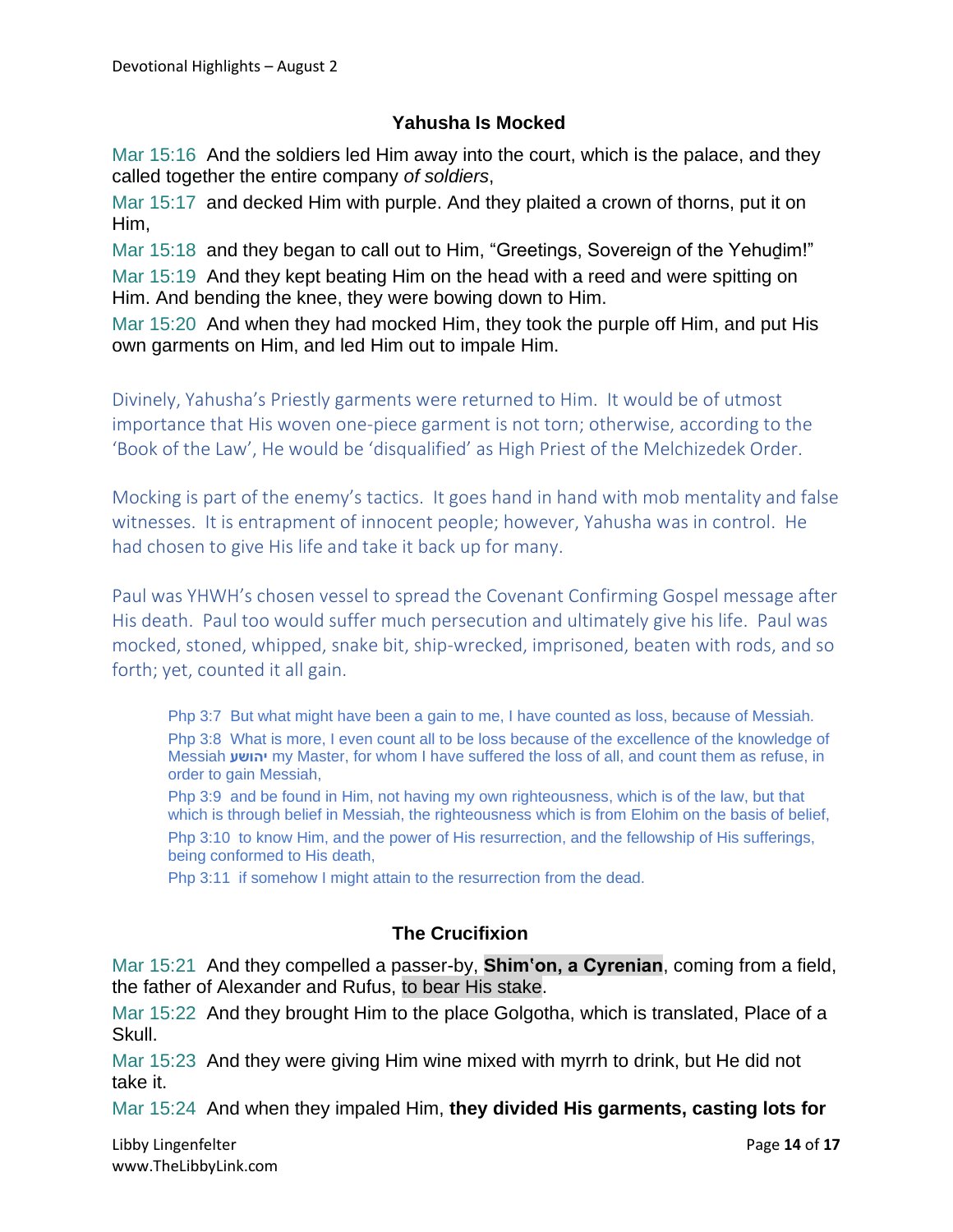## Yahusha Is Mocked

Mar 15:16 And the soldiers led Him away into the court, which is the palace, and they called together the entire company *of soldiers*,

Mar 15:17 and decked Him with purple. And they plaited a crown of thorns, put it on Him,

Mar 15:18 and they began to call out to Him, "Greetings, Sovereign of the Yehuḏim!"

Mar 15:19 And they kept beating Him on the head with a reed and were spitting on Him. And bending the knee, they were bowing down to Him.

Mar 15:20 And when they had mocked Him, they took the purple off Him, and put His own garments on Him, and led Him out to impale Him.

Divinely, Yahusha's Priestly garments were returned to Him. It would be of utmost importance that His woven one-piece garment is not torn; otherwise, according to the 'Book of the Law', He would be 'disqualified' as High Priest of the Melchizedek Order.

Mocking is part of the enemy's tactics. It goes hand in hand with mob mentality and false witnesses. It is entrapment of innocent people; however, Yahusha was in control. He had chosen to give His life and take it back up for many.

Paul was YHWH's chosen vessel to spread the Covenant Confirming Gospel message after His death. Paul too would suffer much persecution and ultimately give his life. Paul was mocked, stoned, whipped, snake bit, ship-wrecked, imprisoned, beaten with rods, and so forth; yet, counted it all gain.

> Php 3:7 But what might have been a gain to me, I have counted as loss, because of Messiah.
>
> Php 3:8 What is more, I even count all to be loss because of the excellence of the knowledge of Messiah **יהושע** my Master, for whom I have suffered the loss of all, and count them as refuse, in order to gain Messiah,
>
> Php 3:9 and be found in Him, not having my own righteousness, which is of the law, but that which is through belief in Messiah, the righteousness which is from Elohim on the basis of belief,
>
> Php 3:10 to know Him, and the power of His resurrection, and the fellowship of His sufferings, being conformed to His death,
>
> Php 3:11 if somehow I might attain to the resurrection from the dead.

## The Crucifixion

Mar 15:21 And they compelled a passer-by, **Shim'on, a Cyrenian**, coming from a field, the father of Alexander and Rufus, to bear His stake.

Mar 15:22 And they brought Him to the place Golgotha, which is translated, Place of a Skull.

Mar 15:23 And they were giving Him wine mixed with myrrh to drink, but He did not take it.

Mar 15:24 And when they impaled Him, **they divided His garments, casting lots for**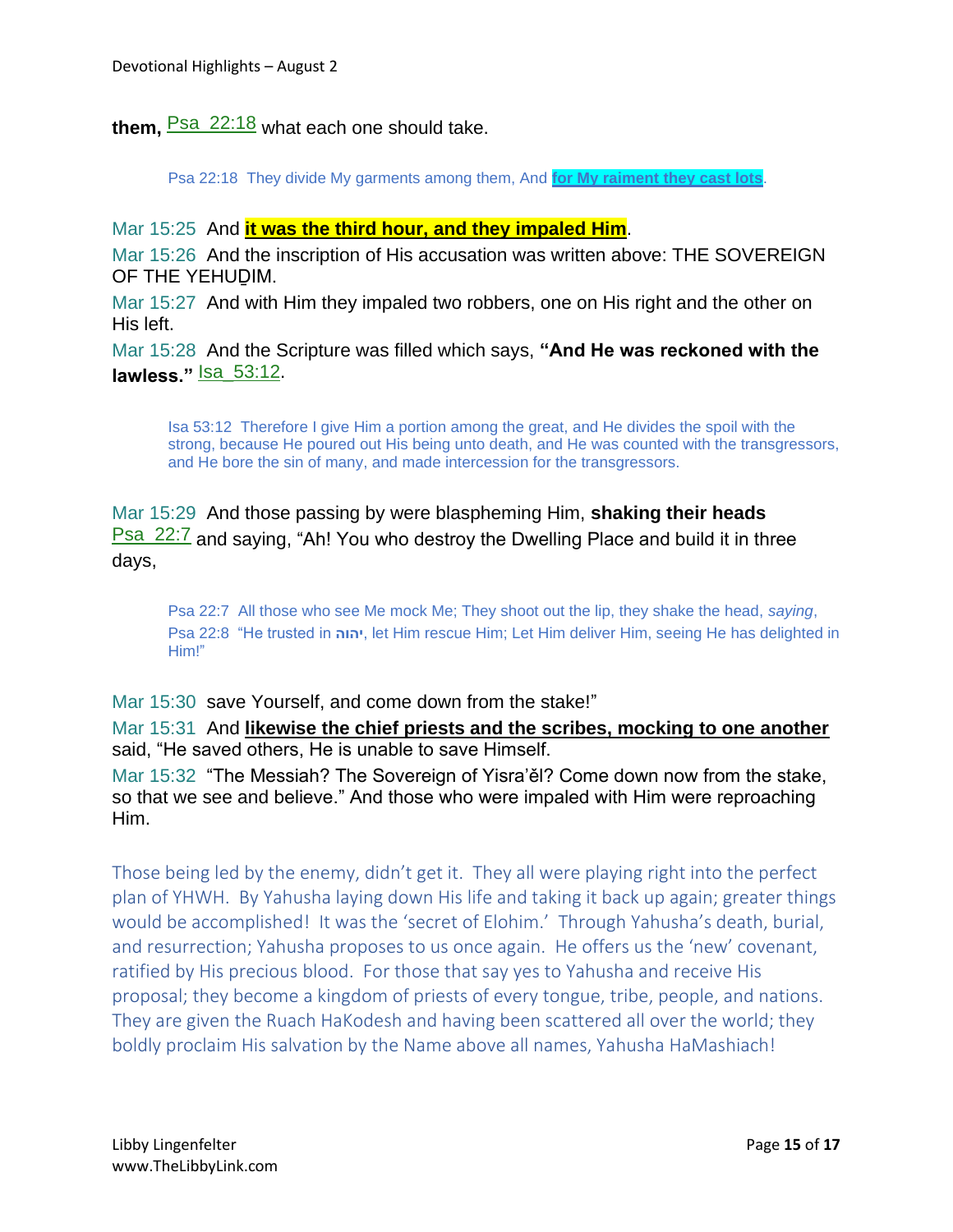**them,** Psa_22:18 what each one should take.

> Psa 22:18 They divide My garments among them, And **for My raiment they cast lots**.

Mar 15:25 And **it was the third hour, and they impaled Him**.

Mar 15:26 And the inscription of His accusation was written above: THE SOVEREIGN OF THE YEHUḌIM.

Mar 15:27 And with Him they impaled two robbers, one on His right and the other on His left.

Mar 15:28 And the Scripture was filled which says, **"And He was reckoned with the lawless."** Isa_53:12.

> Isa 53:12 Therefore I give Him a portion among the great, and He divides the spoil with the strong, because He poured out His being unto death, and He was counted with the transgressors, and He bore the sin of many, and made intercession for the transgressors.

Mar 15:29 And those passing by were blaspheming Him, **shaking their heads** Psa_22:7 and saying, "Ah! You who destroy the Dwelling Place and build it in three days,

> Psa 22:7 All those who see Me mock Me; They shoot out the lip, they shake the head, *saying*,
> Psa 22:8 "He trusted in **יהוה**, let Him rescue Him; Let Him deliver Him, seeing He has delighted in Him!"

Mar 15:30 save Yourself, and come down from the stake!"

Mar 15:31 And **likewise the chief priests and the scribes, mocking to one another** said, "He saved others, He is unable to save Himself.

Mar 15:32 "The Messiah? The Sovereign of Yisra'ěl? Come down now from the stake, so that we see and believe." And those who were impaled with Him were reproaching Him.

Those being led by the enemy, didn't get it. They all were playing right into the perfect plan of YHWH. By Yahusha laying down His life and taking it back up again; greater things would be accomplished! It was the 'secret of Elohim.' Through Yahusha's death, burial, and resurrection; Yahusha proposes to us once again. He offers us the 'new' covenant, ratified by His precious blood. For those that say yes to Yahusha and receive His proposal; they become a kingdom of priests of every tongue, tribe, people, and nations. They are given the Ruach HaKodesh and having been scattered all over the world; they boldly proclaim His salvation by the Name above all names, Yahusha HaMashiach!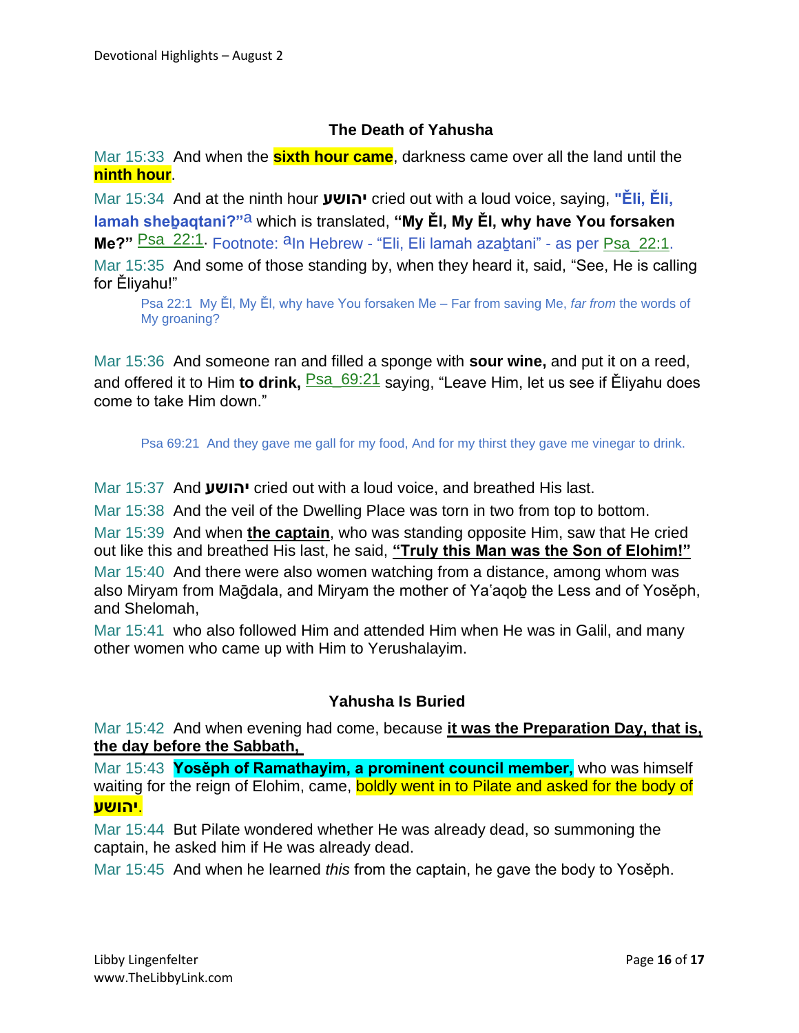## The Death of Yahusha

Mar 15:33 And when the **sixth hour came**, darkness came over all the land until the **ninth hour**.

Mar 15:34 And at the ninth hour **יהושע** cried out with a loud voice, saying, **"Ěli, Ěli, lamah sheḇaqtani?"**[a] which is translated, **"My Ěl, My Ěl, why have You forsaken Me?"** Psa_22:1. Footnote: [a]In Hebrew - "Eli, Eli lamah azaḇtani" - as per Psa_22:1.

Mar 15:35 And some of those standing by, when they heard it, said, "See, He is calling for Ěliyahu!"

> Psa 22:1 My Ěl, My Ěl, why have You forsaken Me – Far from saving Me, *far from* the words of My groaning?

Mar 15:36 And someone ran and filled a sponge with **sour wine,** and put it on a reed, and offered it to Him **to drink,** Psa_69:21 saying, "Leave Him, let us see if Ěliyahu does come to take Him down."

> Psa 69:21 And they gave me gall for my food, And for my thirst they gave me vinegar to drink.

Mar 15:37 And **יהושע** cried out with a loud voice, and breathed His last.

Mar 15:38 And the veil of the Dwelling Place was torn in two from top to bottom.

Mar 15:39 And when **the captain**, who was standing opposite Him, saw that He cried out like this and breathed His last, he said, **"Truly this Man was the Son of Elohim!"**

Mar 15:40 And there were also women watching from a distance, among whom was also Miryam from Maḡdala, and Miryam the mother of Ya'aqoḇ the Less and of Yosěph, and Shelomah,

Mar 15:41 who also followed Him and attended Him when He was in Galil, and many other women who came up with Him to Yerushalayim.

## Yahusha Is Buried

Mar 15:42 And when evening had come, because **it was the Preparation Day, that is, the day before the Sabbath,**

Mar 15:43 **Yosěph of Ramathayim, a prominent council member,** who was himself waiting for the reign of Elohim, came, boldly went in to Pilate and asked for the body of **יהושע**.

Mar 15:44 But Pilate wondered whether He was already dead, so summoning the captain, he asked him if He was already dead.

Mar 15:45 And when he learned *this* from the captain, he gave the body to Yosěph.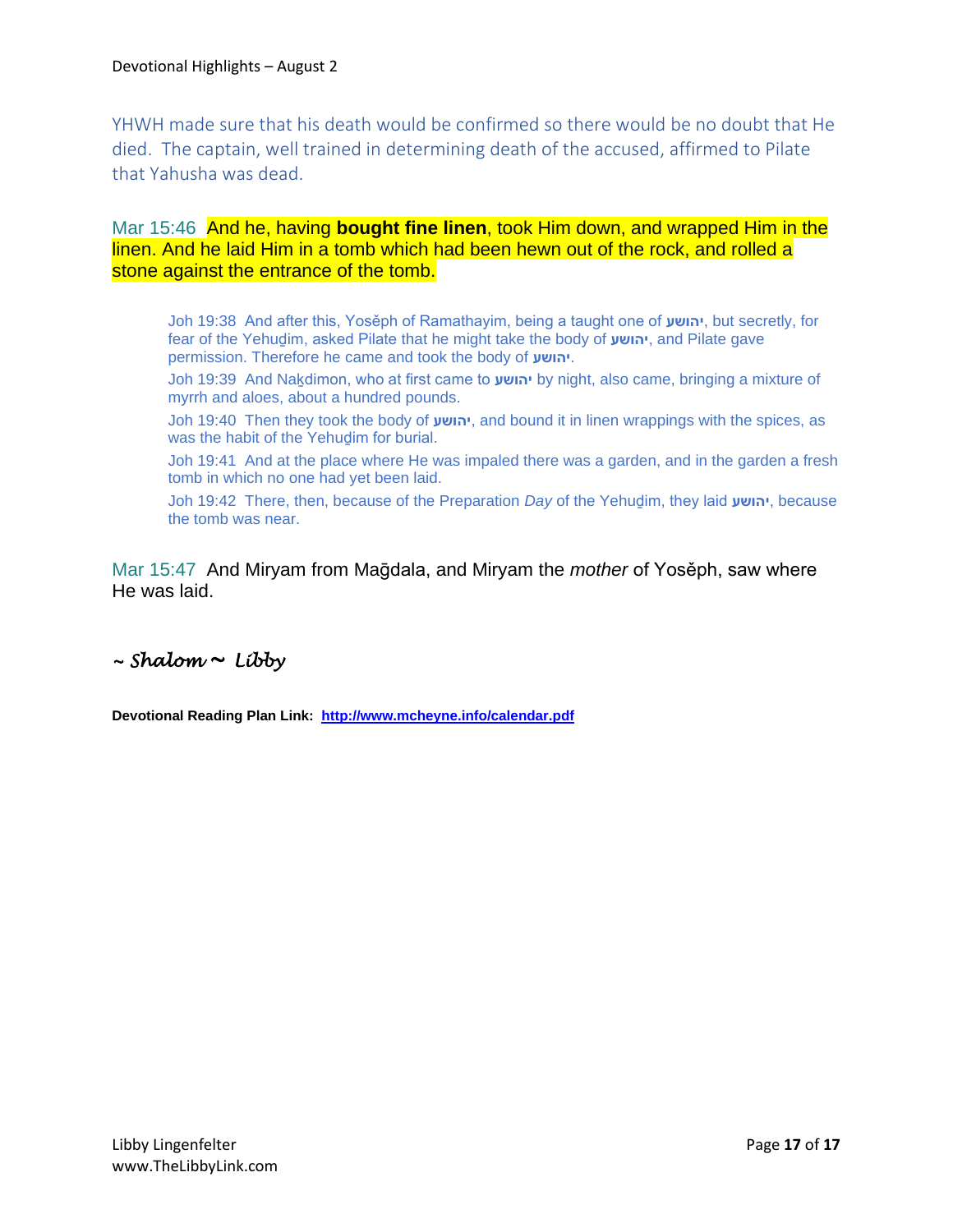YHWH made sure that his death would be confirmed so there would be no doubt that He died. The captain, well trained in determining death of the accused, affirmed to Pilate that Yahusha was dead.

Mar 15:46 And he, having **bought fine linen**, took Him down, and wrapped Him in the linen. And he laid Him in a tomb which had been hewn out of the rock, and rolled a stone against the entrance of the tomb.

> Joh 19:38 And after this, Yosěph of Ramathayim, being a taught one of **יהושע**, but secretly, for fear of the Yehuḏim, asked Pilate that he might take the body of **יהושע**, and Pilate gave permission. Therefore he came and took the body of **יהושע**.
>
> Joh 19:39 And Naḵdimon, who at first came to **יהושע** by night, also came, bringing a mixture of myrrh and aloes, about a hundred pounds.
>
> Joh 19:40 Then they took the body of **יהושע**, and bound it in linen wrappings with the spices, as was the habit of the Yehuḏim for burial.
>
> Joh 19:41 And at the place where He was impaled there was a garden, and in the garden a fresh tomb in which no one had yet been laid.
>
> Joh 19:42 There, then, because of the Preparation *Day* of the Yehuḏim, they laid **יהושע**, because the tomb was near.

Mar 15:47 And Miryam from Maḡdala, and Miryam the *mother* of Yosěph, saw where He was laid.

*~ Shalom ~ Libby*

**Devotional Reading Plan Link: [http://www.mcheyne.info/calendar.pdf](http://www.mcheyne.info/calendar.pdf)**